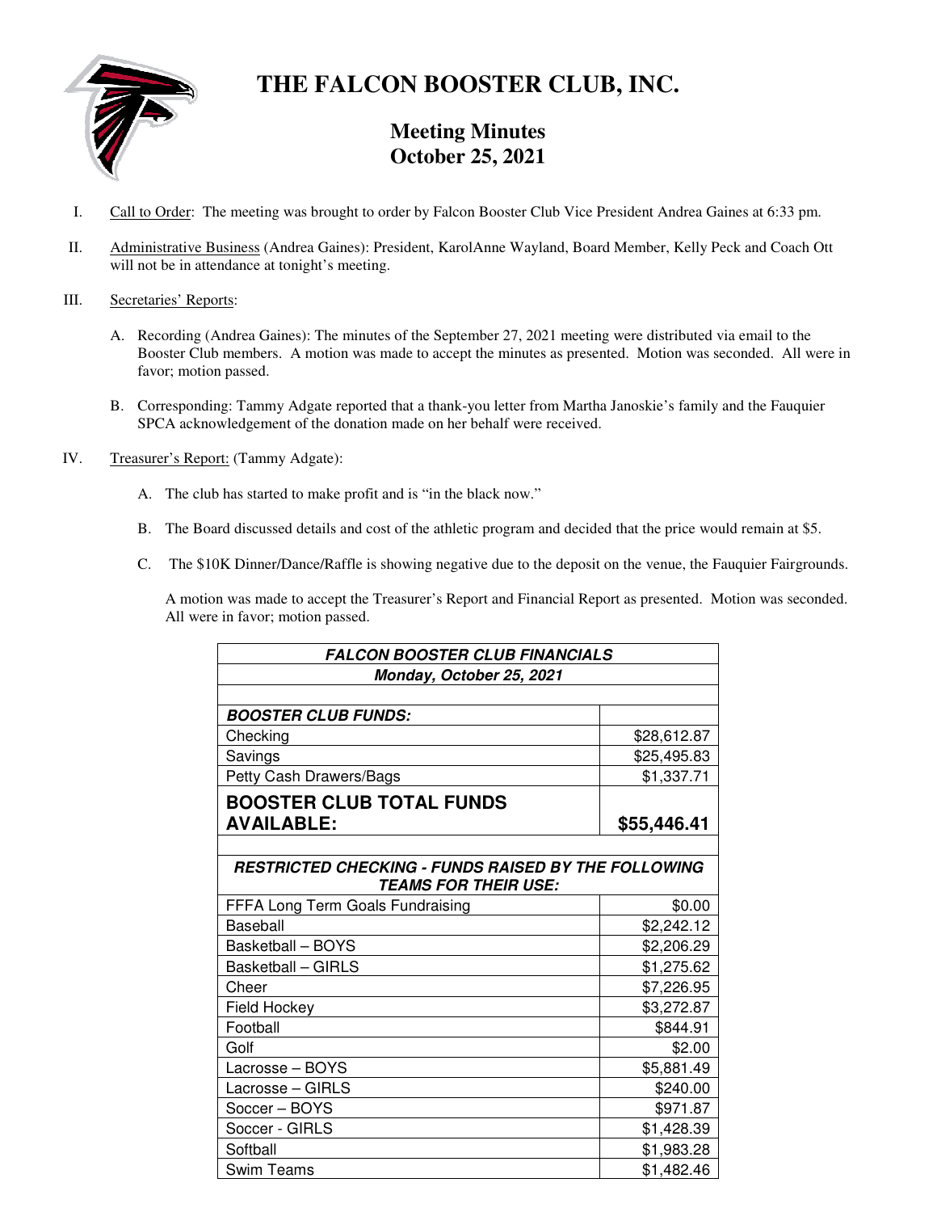# THE FALCON BOOSTER CLUB, INC.

## Meeting Minutes
## October 25, 2021

I. Call to Order: The meeting was brought to order by Falcon Booster Club Vice President Andrea Gaines at 6:33 pm.

II. Administrative Business (Andrea Gaines): President, KarolAnne Wayland, Board Member, Kelly Peck and Coach Ott will not be in attendance at tonight's meeting.

III. Secretaries' Reports:

   A. Recording (Andrea Gaines): The minutes of the September 27, 2021 meeting were distributed via email to the Booster Club members. A motion was made to accept the minutes as presented. Motion was seconded. All were in favor; motion passed.

   B. Corresponding: Tammy Adgate reported that a thank-you letter from Martha Janoskie's family and the Fauquier SPCA acknowledgement of the donation made on her behalf were received.

IV. Treasurer's Report: (Tammy Adgate):

   A. The club has started to make profit and is "in the black now."

   B. The Board discussed details and cost of the athletic program and decided that the price would remain at $5.

   C. The $10K Dinner/Dance/Raffle is showing negative due to the deposit on the venue, the Fauquier Fairgrounds.

   A motion was made to accept the Treasurer's Report and Financial Report as presented. Motion was seconded. All were in favor; motion passed.

| ***FALCON BOOSTER CLUB FINANCIALS*** | |
|---|---|
| ***Monday, October 25, 2021*** | |
| | |
| ***BOOSTER CLUB FUNDS:*** | |
| Checking | $28,612.87 |
| Savings | $25,495.83 |
| Petty Cash Drawers/Bags | $1,337.71 |
| **BOOSTER CLUB TOTAL FUNDS AVAILABLE:** | **$55,446.41** |
| | |
| ***RESTRICTED CHECKING - FUNDS RAISED BY THE FOLLOWING TEAMS FOR THEIR USE:*** | |
| FFFA Long Term Goals Fundraising | $0.00 |
| Baseball | $2,242.12 |
| Basketball – BOYS | $2,206.29 |
| Basketball – GIRLS | $1,275.62 |
| Cheer | $7,226.95 |
| Field Hockey | $3,272.87 |
| Football | $844.91 |
| Golf | $2.00 |
| Lacrosse – BOYS | $5,881.49 |
| Lacrosse – GIRLS | $240.00 |
| Soccer – BOYS | $971.87 |
| Soccer - GIRLS | $1,428.39 |
| Softball | $1,983.28 |
| Swim Teams | $1,482.46 |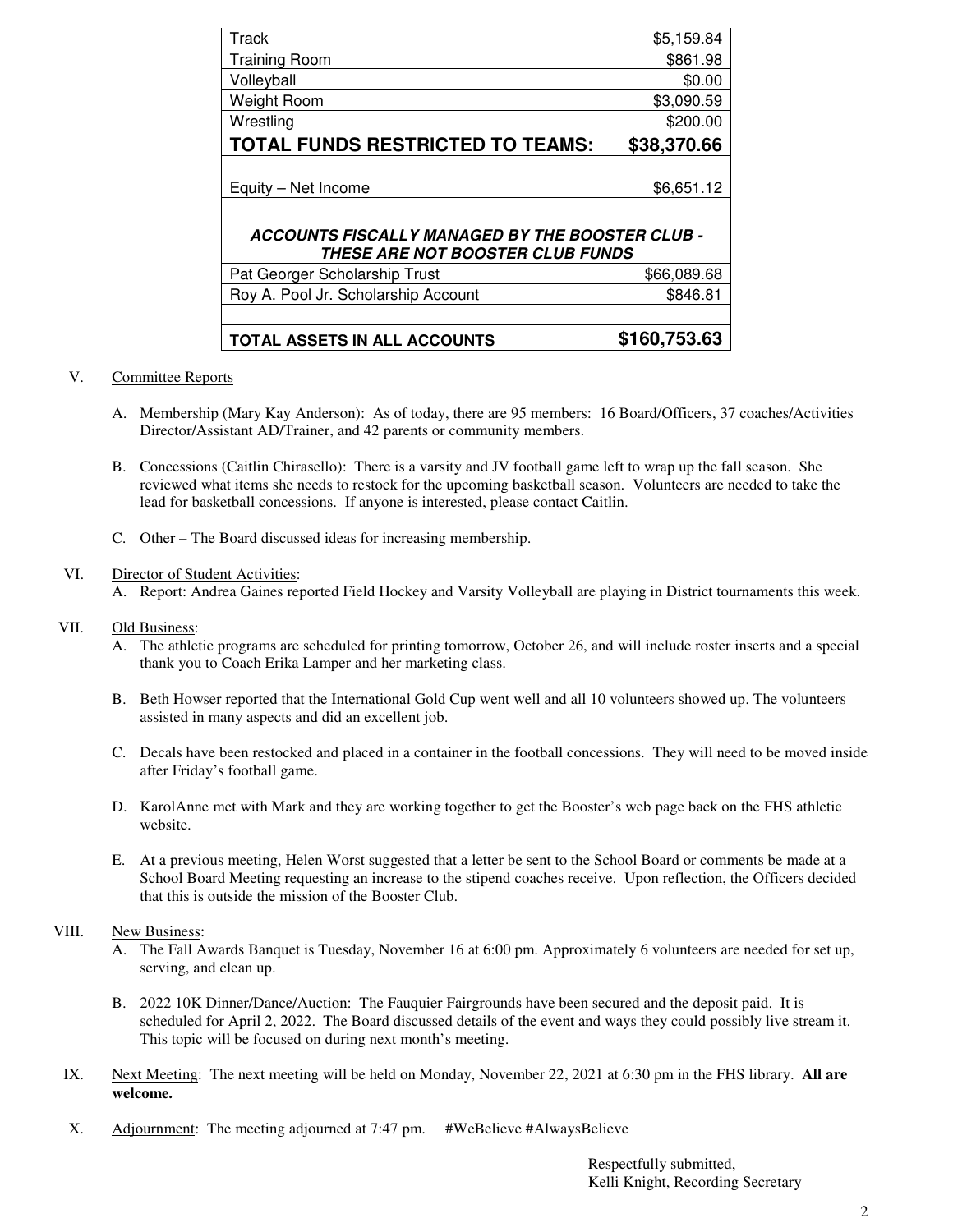| | |
|---|---|
| Track | $5,159.84 |
| Training Room | $861.98 |
| Volleyball | $0.00 |
| Weight Room | $3,090.59 |
| Wrestling | $200.00 |
| **TOTAL FUNDS RESTRICTED TO TEAMS:** | **$38,370.66** |
| | |
| Equity – Net Income | $6,651.12 |
| | |
| ***ACCOUNTS FISCALLY MANAGED BY THE BOOSTER CLUB - THESE ARE NOT BOOSTER CLUB FUNDS*** | |
| Pat Georger Scholarship Trust | $66,089.68 |
| Roy A. Pool Jr. Scholarship Account | $846.81 |
| | |
| **TOTAL ASSETS IN ALL ACCOUNTS** | **$160,753.63** |

V. Committee Reports

A. Membership (Mary Kay Anderson): As of today, there are 95 members: 16 Board/Officers, 37 coaches/Activities Director/Assistant AD/Trainer, and 42 parents or community members.

B. Concessions (Caitlin Chirasello): There is a varsity and JV football game left to wrap up the fall season. She reviewed what items she needs to restock for the upcoming basketball season. Volunteers are needed to take the lead for basketball concessions. If anyone is interested, please contact Caitlin.

C. Other – The Board discussed ideas for increasing membership.

VI. Director of Student Activities:

A. Report: Andrea Gaines reported Field Hockey and Varsity Volleyball are playing in District tournaments this week.

VII. Old Business:

A. The athletic programs are scheduled for printing tomorrow, October 26, and will include roster inserts and a special thank you to Coach Erika Lamper and her marketing class.

B. Beth Howser reported that the International Gold Cup went well and all 10 volunteers showed up. The volunteers assisted in many aspects and did an excellent job.

C. Decals have been restocked and placed in a container in the football concessions. They will need to be moved inside after Friday's football game.

D. KarolAnne met with Mark and they are working together to get the Booster's web page back on the FHS athletic website.

E. At a previous meeting, Helen Worst suggested that a letter be sent to the School Board or comments be made at a School Board Meeting requesting an increase to the stipend coaches receive. Upon reflection, the Officers decided that this is outside the mission of the Booster Club.

VIII. New Business:

A. The Fall Awards Banquet is Tuesday, November 16 at 6:00 pm. Approximately 6 volunteers are needed for set up, serving, and clean up.

B. 2022 10K Dinner/Dance/Auction: The Fauquier Fairgrounds have been secured and the deposit paid. It is scheduled for April 2, 2022. The Board discussed details of the event and ways they could possibly live stream it. This topic will be focused on during next month's meeting.

IX. Next Meeting: The next meeting will be held on Monday, November 22, 2021 at 6:30 pm in the FHS library. **All are welcome.**

X. Adjournment: The meeting adjourned at 7:47 pm. #WeBelieve #AlwaysBelieve

Respectfully submitted,
Kelli Knight, Recording Secretary